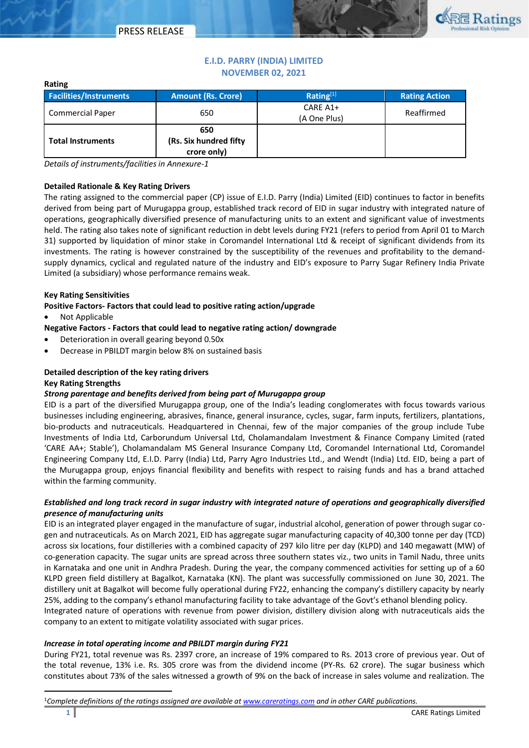# E.I.D. PARRY (INDIA) LIMITED

## NOVEMBER 02, 2021

**Rating**

| Facilities/Instruments | Amount (Rs. Crore) | Rating[1] | Rating Action |
|---|---|---|---|
| Commercial Paper | 650 | CARE A1+ (A One Plus) | Reaffirmed |
| **Total Instruments** | **650 (Rs. Six hundred fifty crore only)** | | |

*Details of instruments/facilities in Annexure-1*

**Detailed Rationale & Key Rating Drivers**

The rating assigned to the commercial paper (CP) issue of E.I.D. Parry (India) Limited (EID) continues to factor in benefits derived from being part of Murugappa group, established track record of EID in sugar industry with integrated nature of operations, geographically diversified presence of manufacturing units to an extent and significant value of investments held. The rating also takes note of significant reduction in debt levels during FY21 (refers to period from April 01 to March 31) supported by liquidation of minor stake in Coromandel International Ltd & receipt of significant dividends from its investments. The rating is however constrained by the susceptibility of the revenues and profitability to the demand-supply dynamics, cyclical and regulated nature of the industry and EID's exposure to Parry Sugar Refinery India Private Limited (a subsidiary) whose performance remains weak.

**Key Rating Sensitivities**

**Positive Factors- Factors that could lead to positive rating action/upgrade**

- Not Applicable

**Negative Factors - Factors that could lead to negative rating action/ downgrade**

- Deterioration in overall gearing beyond 0.50x
- Decrease in PBILDT margin below 8% on sustained basis

**Detailed description of the key rating drivers**

**Key Rating Strengths**

***Strong parentage and benefits derived from being part of Murugappa group***

EID is a part of the diversified Murugappa group, one of the India's leading conglomerates with focus towards various businesses including engineering, abrasives, finance, general insurance, cycles, sugar, farm inputs, fertilizers, plantations, bio-products and nutraceuticals. Headquartered in Chennai, few of the major companies of the group include Tube Investments of India Ltd, Carborundum Universal Ltd, Cholamandalam Investment & Finance Company Limited (rated 'CARE AA+; Stable'), Cholamandalam MS General Insurance Company Ltd, Coromandel International Ltd, Coromandel Engineering Company Ltd, E.I.D. Parry (India) Ltd, Parry Agro Industries Ltd., and Wendt (India) Ltd. EID, being a part of the Murugappa group, enjoys financial flexibility and benefits with respect to raising funds and has a brand attached within the farming community.

***Established and long track record in sugar industry with integrated nature of operations and geographically diversified presence of manufacturing units***

EID is an integrated player engaged in the manufacture of sugar, industrial alcohol, generation of power through sugar co-gen and nutraceuticals. As on March 2021, EID has aggregate sugar manufacturing capacity of 40,300 tonne per day (TCD) across six locations, four distilleries with a combined capacity of 297 kilo litre per day (KLPD) and 140 megawatt (MW) of co-generation capacity. The sugar units are spread across three southern states viz., two units in Tamil Nadu, three units in Karnataka and one unit in Andhra Pradesh. During the year, the company commenced activities for setting up of a 60 KLPD green field distillery at Bagalkot, Karnataka (KN). The plant was successfully commissioned on June 30, 2021. The distillery unit at Bagalkot will become fully operational during FY22, enhancing the company's distillery capacity by nearly 25%, adding to the company's ethanol manufacturing facility to take advantage of the Govt's ethanol blending policy.

Integrated nature of operations with revenue from power division, distillery division along with nutraceuticals aids the company to an extent to mitigate volatility associated with sugar prices.

***Increase in total operating income and PBILDT margin during FY21***

During FY21, total revenue was Rs. 2397 crore, an increase of 19% compared to Rs. 2013 crore of previous year. Out of the total revenue, 13% i.e. Rs. 305 crore was from the dividend income (PY-Rs. 62 crore). The sugar business which constitutes about 73% of the sales witnessed a growth of 9% on the back of increase in sales volume and realization. The

[1]*Complete definitions of the ratings assigned are available at www.careratings.com and in other CARE publications.*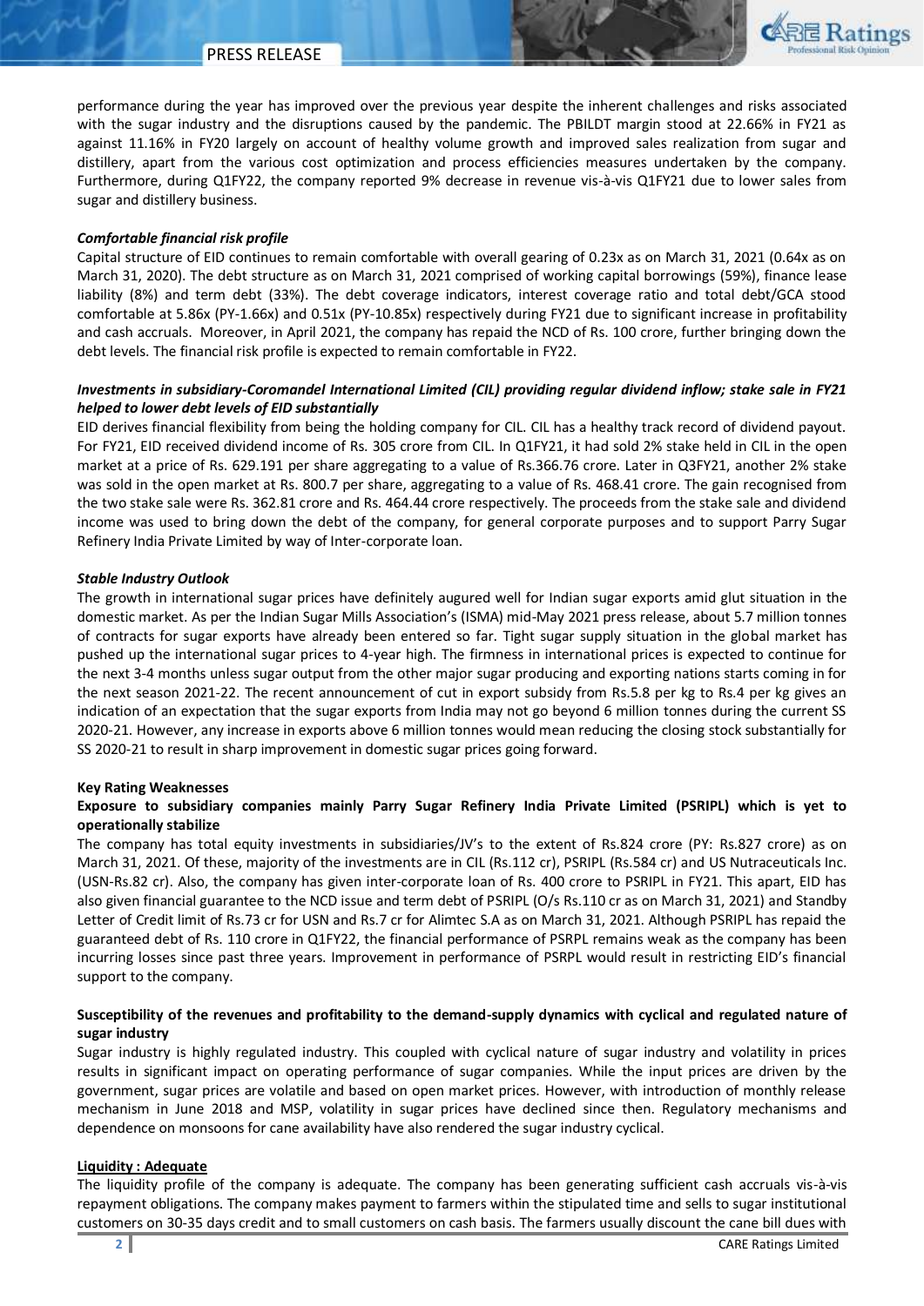performance during the year has improved over the previous year despite the inherent challenges and risks associated with the sugar industry and the disruptions caused by the pandemic. The PBILDT margin stood at 22.66% in FY21 as against 11.16% in FY20 largely on account of healthy volume growth and improved sales realization from sugar and distillery, apart from the various cost optimization and process efficiencies measures undertaken by the company. Furthermore, during Q1FY22, the company reported 9% decrease in revenue vis-à-vis Q1FY21 due to lower sales from sugar and distillery business.

***Comfortable financial risk profile***

Capital structure of EID continues to remain comfortable with overall gearing of 0.23x as on March 31, 2021 (0.64x as on March 31, 2020). The debt structure as on March 31, 2021 comprised of working capital borrowings (59%), finance lease liability (8%) and term debt (33%). The debt coverage indicators, interest coverage ratio and total debt/GCA stood comfortable at 5.86x (PY-1.66x) and 0.51x (PY-10.85x) respectively during FY21 due to significant increase in profitability and cash accruals. Moreover, in April 2021, the company has repaid the NCD of Rs. 100 crore, further bringing down the debt levels. The financial risk profile is expected to remain comfortable in FY22.

***Investments in subsidiary-Coromandel International Limited (CIL) providing regular dividend inflow; stake sale in FY21 helped to lower debt levels of EID substantially***

EID derives financial flexibility from being the holding company for CIL. CIL has a healthy track record of dividend payout. For FY21, EID received dividend income of Rs. 305 crore from CIL. In Q1FY21, it had sold 2% stake held in CIL in the open market at a price of Rs. 629.191 per share aggregating to a value of Rs.366.76 crore. Later in Q3FY21, another 2% stake was sold in the open market at Rs. 800.7 per share, aggregating to a value of Rs. 468.41 crore. The gain recognised from the two stake sale were Rs. 362.81 crore and Rs. 464.44 crore respectively. The proceeds from the stake sale and dividend income was used to bring down the debt of the company, for general corporate purposes and to support Parry Sugar Refinery India Private Limited by way of Inter-corporate loan.

***Stable Industry Outlook***

The growth in international sugar prices have definitely augured well for Indian sugar exports amid glut situation in the domestic market. As per the Indian Sugar Mills Association's (ISMA) mid-May 2021 press release, about 5.7 million tonnes of contracts for sugar exports have already been entered so far. Tight sugar supply situation in the global market has pushed up the international sugar prices to 4-year high. The firmness in international prices is expected to continue for the next 3-4 months unless sugar output from the other major sugar producing and exporting nations starts coming in for the next season 2021-22. The recent announcement of cut in export subsidy from Rs.5.8 per kg to Rs.4 per kg gives an indication of an expectation that the sugar exports from India may not go beyond 6 million tonnes during the current SS 2020-21. However, any increase in exports above 6 million tonnes would mean reducing the closing stock substantially for SS 2020-21 to result in sharp improvement in domestic sugar prices going forward.

**Key Rating Weaknesses**

**Exposure to subsidiary companies mainly Parry Sugar Refinery India Private Limited (PSRIPL) which is yet to operationally stabilize**

The company has total equity investments in subsidiaries/JV's to the extent of Rs.824 crore (PY: Rs.827 crore) as on March 31, 2021. Of these, majority of the investments are in CIL (Rs.112 cr), PSRIPL (Rs.584 cr) and US Nutraceuticals Inc. (USN-Rs.82 cr). Also, the company has given inter-corporate loan of Rs. 400 crore to PSRIPL in FY21. This apart, EID has also given financial guarantee to the NCD issue and term debt of PSRIPL (O/s Rs.110 cr as on March 31, 2021) and Standby Letter of Credit limit of Rs.73 cr for USN and Rs.7 cr for Alimtec S.A as on March 31, 2021. Although PSRIPL has repaid the guaranteed debt of Rs. 110 crore in Q1FY22, the financial performance of PSRPL remains weak as the company has been incurring losses since past three years. Improvement in performance of PSRPL would result in restricting EID's financial support to the company.

**Susceptibility of the revenues and profitability to the demand-supply dynamics with cyclical and regulated nature of sugar industry**

Sugar industry is highly regulated industry. This coupled with cyclical nature of sugar industry and volatility in prices results in significant impact on operating performance of sugar companies. While the input prices are driven by the government, sugar prices are volatile and based on open market prices. However, with introduction of monthly release mechanism in June 2018 and MSP, volatility in sugar prices have declined since then. Regulatory mechanisms and dependence on monsoons for cane availability have also rendered the sugar industry cyclical.

**Liquidity : Adequate**

The liquidity profile of the company is adequate. The company has been generating sufficient cash accruals vis-à-vis repayment obligations. The company makes payment to farmers within the stipulated time and sells to sugar institutional customers on 30-35 days credit and to small customers on cash basis. The farmers usually discount the cane bill dues with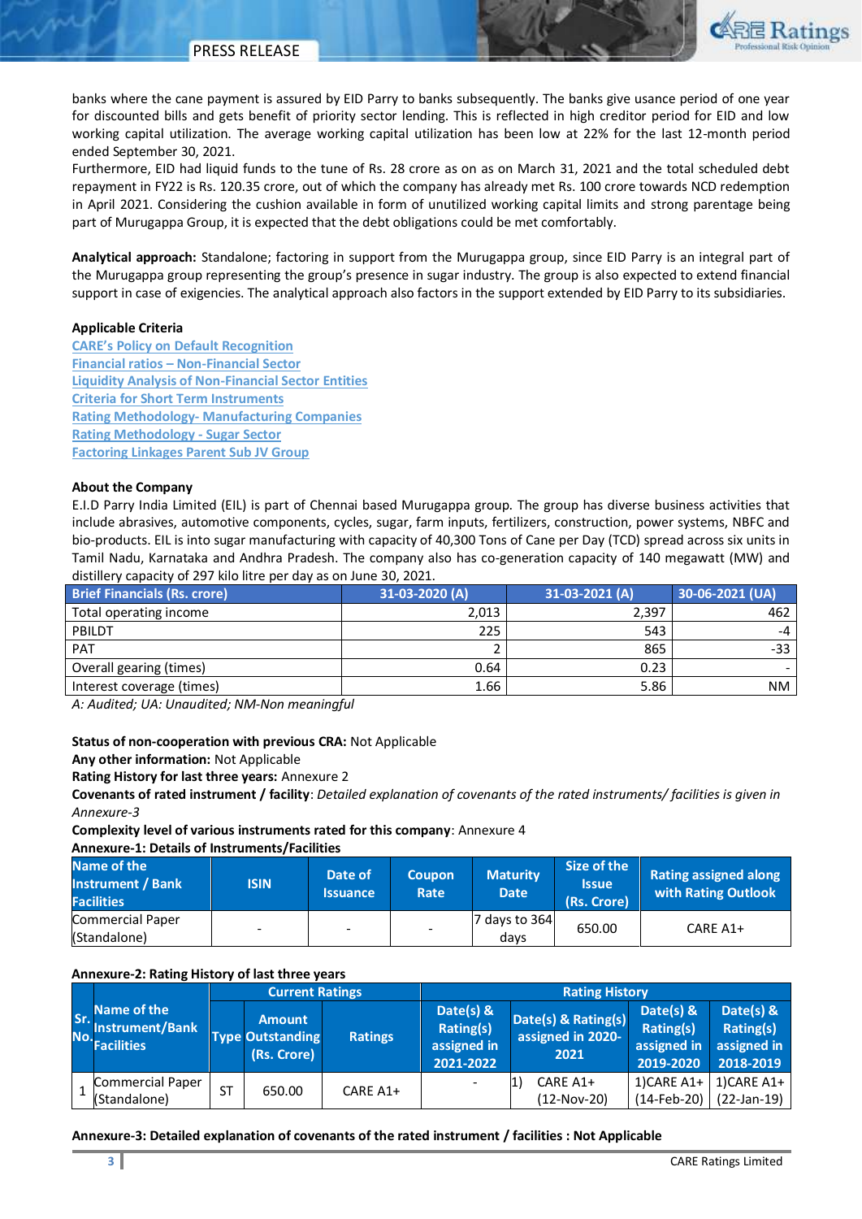banks where the cane payment is assured by EID Parry to banks subsequently. The banks give usance period of one year for discounted bills and gets benefit of priority sector lending. This is reflected in high creditor period for EID and low working capital utilization. The average working capital utilization has been low at 22% for the last 12-month period ended September 30, 2021.

Furthermore, EID had liquid funds to the tune of Rs. 28 crore as on as on March 31, 2021 and the total scheduled debt repayment in FY22 is Rs. 120.35 crore, out of which the company has already met Rs. 100 crore towards NCD redemption in April 2021. Considering the cushion available in form of unutilized working capital limits and strong parentage being part of Murugappa Group, it is expected that the debt obligations could be met comfortably.

**Analytical approach:** Standalone; factoring in support from the Murugappa group, since EID Parry is an integral part of the Murugappa group representing the group's presence in sugar industry. The group is also expected to extend financial support in case of exigencies. The analytical approach also factors in the support extended by EID Parry to its subsidiaries.

**Applicable Criteria**

CARE's Policy on Default Recognition
Financial ratios – Non-Financial Sector
Liquidity Analysis of Non-Financial Sector Entities
Criteria for Short Term Instruments
Rating Methodology- Manufacturing Companies
Rating Methodology - Sugar Sector
Factoring Linkages Parent Sub JV Group

**About the Company**

E.I.D Parry India Limited (EIL) is part of Chennai based Murugappa group. The group has diverse business activities that include abrasives, automotive components, cycles, sugar, farm inputs, fertilizers, construction, power systems, NBFC and bio-products. EIL is into sugar manufacturing with capacity of 40,300 Tons of Cane per Day (TCD) spread across six units in Tamil Nadu, Karnataka and Andhra Pradesh. The company also has co-generation capacity of 140 megawatt (MW) and distillery capacity of 297 kilo litre per day as on June 30, 2021.

| Brief Financials (Rs. crore) | 31-03-2020 (A) | 31-03-2021 (A) | 30-06-2021 (UA) |
|---|---|---|---|
| Total operating income | 2,013 | 2,397 | 462 |
| PBILDT | 225 | 543 | -4 |
| PAT | 2 | 865 | -33 |
| Overall gearing (times) | 0.64 | 0.23 | - |
| Interest coverage (times) | 1.66 | 5.86 | NM |

*A: Audited; UA: Unaudited; NM-Non meaningful*

**Status of non-cooperation with previous CRA:** Not Applicable
**Any other information:** Not Applicable
**Rating History for last three years:** Annexure 2
**Covenants of rated instrument / facility**: *Detailed explanation of covenants of the rated instruments/ facilities is given in Annexure-3*
**Complexity level of various instruments rated for this company**: Annexure 4

**Annexure-1: Details of Instruments/Facilities**

| Name of the Instrument / Bank Facilities | ISIN | Date of Issuance | Coupon Rate | Maturity Date | Size of the Issue (Rs. Crore) | Rating assigned along with Rating Outlook |
|---|---|---|---|---|---|---|
| Commercial Paper (Standalone) | - | - | - | 7 days to 364 days | 650.00 | CARE A1+ |

**Annexure-2: Rating History of last three years**

| Sr. No. | Name of the Instrument/Bank Facilities | Current Ratings | | | Rating History | | | |
|---|---|---|---|---|---|---|---|---|
| | | Type | Amount Outstanding (Rs. Crore) | Ratings | Date(s) & Rating(s) assigned in 2021-2022 | Date(s) & Rating(s) assigned in 2020-2021 | Date(s) & Rating(s) assigned in 2019-2020 | Date(s) & Rating(s) assigned in 2018-2019 |
| 1 | Commercial Paper (Standalone) | ST | 650.00 | CARE A1+ | - | 1) CARE A1+ (12-Nov-20) | 1)CARE A1+ (14-Feb-20) | 1)CARE A1+ (22-Jan-19) |

**Annexure-3: Detailed explanation of covenants of the rated instrument / facilities : Not Applicable**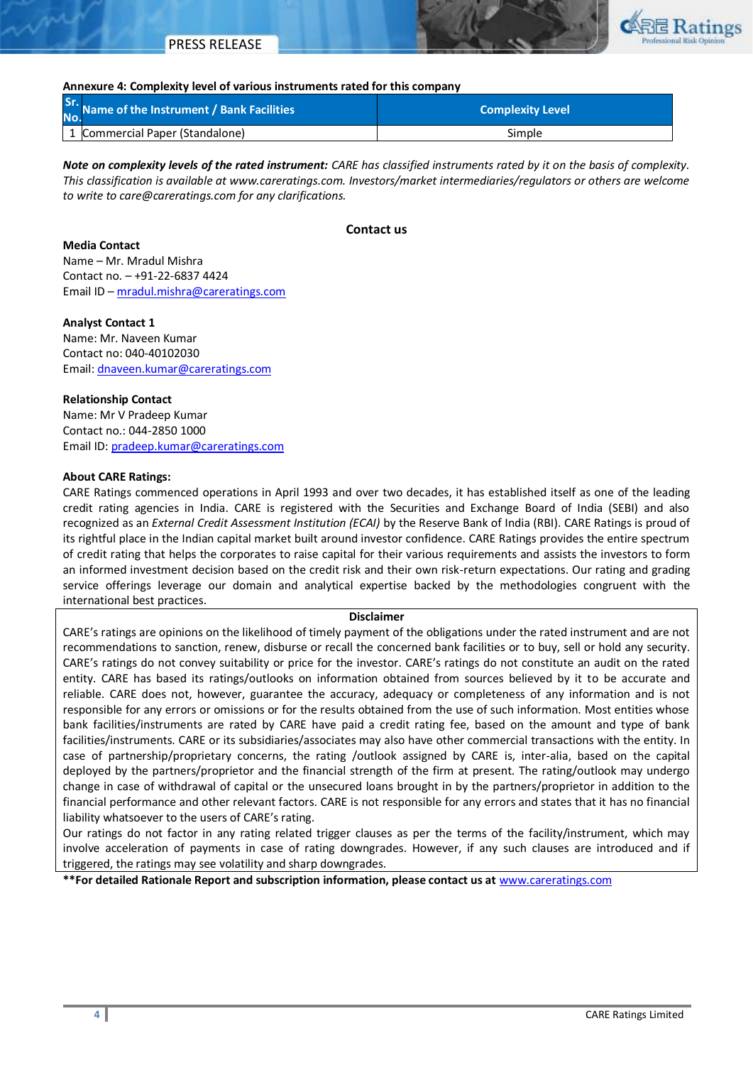**Annexure 4: Complexity level of various instruments rated for this company**

| Sr. No. | Name of the Instrument / Bank Facilities | Complexity Level |
|---|---|---|
| 1 | Commercial Paper (Standalone) | Simple |

***Note on complexity levels of the rated instrument:*** *CARE has classified instruments rated by it on the basis of complexity. This classification is available at www.careratings.com. Investors/market intermediaries/regulators or others are welcome to write to care@careratings.com for any clarifications.*

**Contact us**

**Media Contact**
Name – Mr. Mradul Mishra
Contact no. – +91-22-6837 4424
Email ID – mradul.mishra@careratings.com

**Analyst Contact 1**
Name: Mr. Naveen Kumar
Contact no: 040-40102030
Email: dnaveen.kumar@careratings.com

**Relationship Contact**
Name: Mr V Pradeep Kumar
Contact no.: 044-2850 1000
Email ID: pradeep.kumar@careratings.com

**About CARE Ratings:**
CARE Ratings commenced operations in April 1993 and over two decades, it has established itself as one of the leading credit rating agencies in India. CARE is registered with the Securities and Exchange Board of India (SEBI) and also recognized as an *External Credit Assessment Institution (ECAI)* by the Reserve Bank of India (RBI). CARE Ratings is proud of its rightful place in the Indian capital market built around investor confidence. CARE Ratings provides the entire spectrum of credit rating that helps the corporates to raise capital for their various requirements and assists the investors to form an informed investment decision based on the credit risk and their own risk-return expectations. Our rating and grading service offerings leverage our domain and analytical expertise backed by the methodologies congruent with the international best practices.

**Disclaimer**

CARE's ratings are opinions on the likelihood of timely payment of the obligations under the rated instrument and are not recommendations to sanction, renew, disburse or recall the concerned bank facilities or to buy, sell or hold any security. CARE's ratings do not convey suitability or price for the investor. CARE's ratings do not constitute an audit on the rated entity. CARE has based its ratings/outlooks on information obtained from sources believed by it to be accurate and reliable. CARE does not, however, guarantee the accuracy, adequacy or completeness of any information and is not responsible for any errors or omissions or for the results obtained from the use of such information. Most entities whose bank facilities/instruments are rated by CARE have paid a credit rating fee, based on the amount and type of bank facilities/instruments. CARE or its subsidiaries/associates may also have other commercial transactions with the entity. In case of partnership/proprietary concerns, the rating /outlook assigned by CARE is, inter-alia, based on the capital deployed by the partners/proprietor and the financial strength of the firm at present. The rating/outlook may undergo change in case of withdrawal of capital or the unsecured loans brought in by the partners/proprietor in addition to the financial performance and other relevant factors. CARE is not responsible for any errors and states that it has no financial liability whatsoever to the users of CARE's rating.
Our ratings do not factor in any rating related trigger clauses as per the terms of the facility/instrument, which may involve acceleration of payments in case of rating downgrades. However, if any such clauses are introduced and if triggered, the ratings may see volatility and sharp downgrades.

**\*\*For detailed Rationale Report and subscription information, please contact us at** www.careratings.com